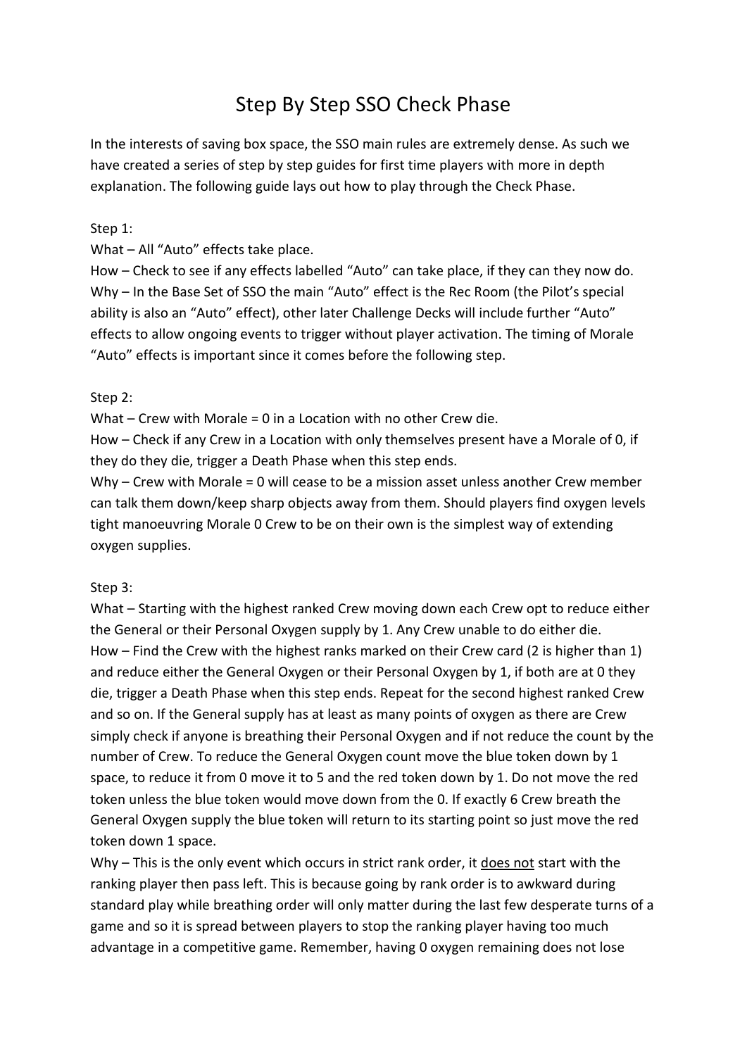# Step By Step SSO Check Phase

In the interests of saving box space, the SSO main rules are extremely dense. As such we have created a series of step by step guides for first time players with more in depth explanation. The following guide lays out how to play through the Check Phase.

Step 1:

What – All "Auto" effects take place.

How – Check to see if any effects labelled "Auto" can take place, if they can they now do.

Why – In the Base Set of SSO the main "Auto" effect is the Rec Room (the Pilot's special ability is also an "Auto" effect), other later Challenge Decks will include further "Auto" effects to allow ongoing events to trigger without player activation. The timing of Morale "Auto" effects is important since it comes before the following step.

Step 2:

What – Crew with Morale = 0 in a Location with no other Crew die.

How – Check if any Crew in a Location with only themselves present have a Morale of 0, if they do they die, trigger a Death Phase when this step ends.

Why – Crew with Morale = 0 will cease to be a mission asset unless another Crew member can talk them down/keep sharp objects away from them. Should players find oxygen levels tight manoeuvring Morale 0 Crew to be on their own is the simplest way of extending oxygen supplies.

Step 3:

What – Starting with the highest ranked Crew moving down each Crew opt to reduce either the General or their Personal Oxygen supply by 1. Any Crew unable to do either die.

How – Find the Crew with the highest ranks marked on their Crew card (2 is higher than 1) and reduce either the General Oxygen or their Personal Oxygen by 1, if both are at 0 they die, trigger a Death Phase when this step ends. Repeat for the second highest ranked Crew and so on. If the General supply has at least as many points of oxygen as there are Crew simply check if anyone is breathing their Personal Oxygen and if not reduce the count by the number of Crew. To reduce the General Oxygen count move the blue token down by 1 space, to reduce it from 0 move it to 5 and the red token down by 1. Do not move the red token unless the blue token would move down from the 0. If exactly 6 Crew breath the General Oxygen supply the blue token will return to its starting point so just move the red token down 1 space.

Why – This is the only event which occurs in strict rank order, it <u>does not</u> start with the ranking player then pass left. This is because going by rank order is to awkward during standard play while breathing order will only matter during the last few desperate turns of a game and so it is spread between players to stop the ranking player having too much advantage in a competitive game. Remember, having 0 oxygen remaining does not lose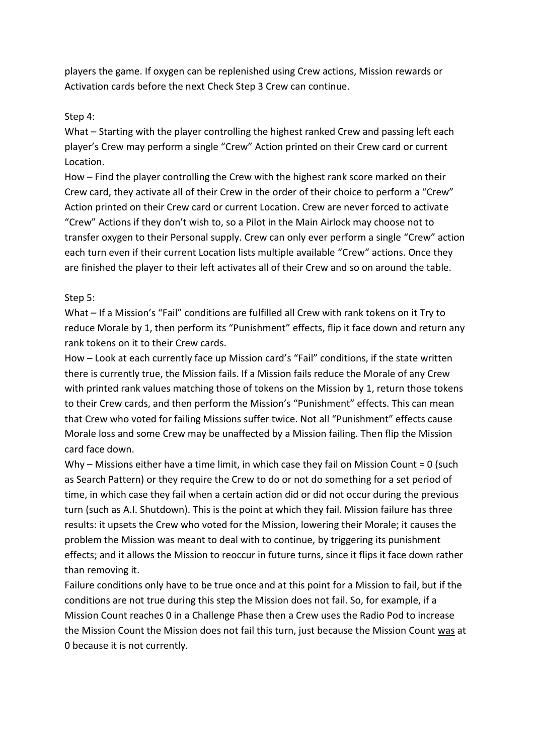players the game. If oxygen can be replenished using Crew actions, Mission rewards or Activation cards before the next Check Step 3 Crew can continue.

Step 4:

What – Starting with the player controlling the highest ranked Crew and passing left each player's Crew may perform a single "Crew" Action printed on their Crew card or current Location.

How – Find the player controlling the Crew with the highest rank score marked on their Crew card, they activate all of their Crew in the order of their choice to perform a "Crew" Action printed on their Crew card or current Location. Crew are never forced to activate "Crew" Actions if they don't wish to, so a Pilot in the Main Airlock may choose not to transfer oxygen to their Personal supply. Crew can only ever perform a single "Crew" action each turn even if their current Location lists multiple available "Crew" actions. Once they are finished the player to their left activates all of their Crew and so on around the table.

Step 5:

What – If a Mission's "Fail" conditions are fulfilled all Crew with rank tokens on it Try to reduce Morale by 1, then perform its "Punishment" effects, flip it face down and return any rank tokens on it to their Crew cards.

How – Look at each currently face up Mission card's "Fail" conditions, if the state written there is currently true, the Mission fails. If a Mission fails reduce the Morale of any Crew with printed rank values matching those of tokens on the Mission by 1, return those tokens to their Crew cards, and then perform the Mission's "Punishment" effects. This can mean that Crew who voted for failing Missions suffer twice. Not all "Punishment" effects cause Morale loss and some Crew may be unaffected by a Mission failing. Then flip the Mission card face down.

Why – Missions either have a time limit, in which case they fail on Mission Count = 0 (such as Search Pattern) or they require the Crew to do or not do something for a set period of time, in which case they fail when a certain action did or did not occur during the previous turn (such as A.I. Shutdown). This is the point at which they fail. Mission failure has three results: it upsets the Crew who voted for the Mission, lowering their Morale; it causes the problem the Mission was meant to deal with to continue, by triggering its punishment effects; and it allows the Mission to reoccur in future turns, since it flips it face down rather than removing it.

Failure conditions only have to be true once and at this point for a Mission to fail, but if the conditions are not true during this step the Mission does not fail. So, for example, if a Mission Count reaches 0 in a Challenge Phase then a Crew uses the Radio Pod to increase the Mission Count the Mission does not fail this turn, just because the Mission Count <u>was</u> at 0 because it is not currently.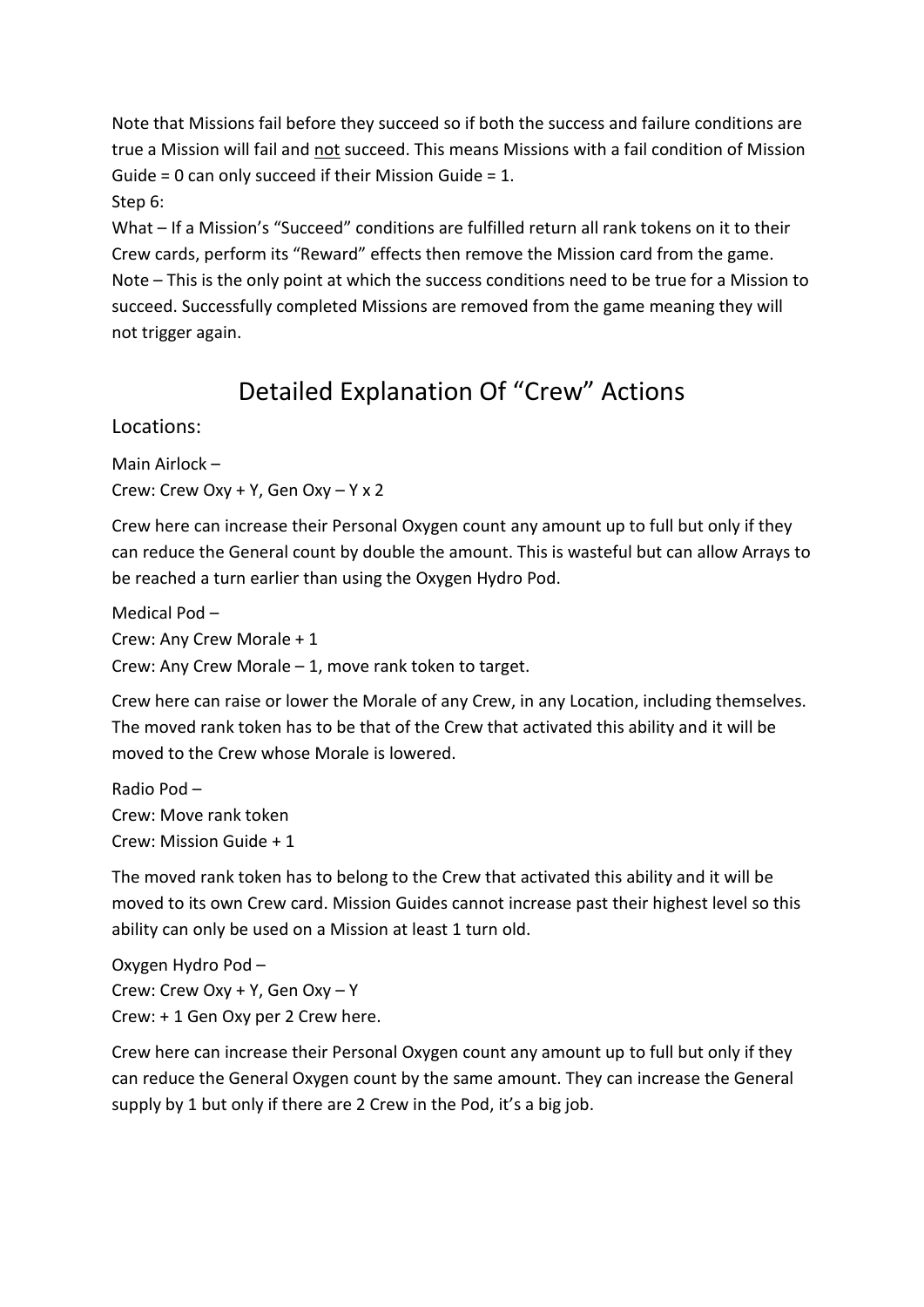Note that Missions fail before they succeed so if both the success and failure conditions are true a Mission will fail and <u>not</u> succeed. This means Missions with a fail condition of Mission Guide = 0 can only succeed if their Mission Guide = 1.

Step 6:

What – If a Mission's "Succeed" conditions are fulfilled return all rank tokens on it to their Crew cards, perform its "Reward" effects then remove the Mission card from the game.

Note – This is the only point at which the success conditions need to be true for a Mission to succeed. Successfully completed Missions are removed from the game meaning they will not trigger again.

## Detailed Explanation Of "Crew" Actions

### Locations:

Main Airlock –
Crew: Crew Oxy + Y, Gen Oxy – Y x 2

Crew here can increase their Personal Oxygen count any amount up to full but only if they can reduce the General count by double the amount. This is wasteful but can allow Arrays to be reached a turn earlier than using the Oxygen Hydro Pod.

Medical Pod –
Crew: Any Crew Morale + 1
Crew: Any Crew Morale – 1, move rank token to target.

Crew here can raise or lower the Morale of any Crew, in any Location, including themselves. The moved rank token has to be that of the Crew that activated this ability and it will be moved to the Crew whose Morale is lowered.

Radio Pod –
Crew: Move rank token
Crew: Mission Guide + 1

The moved rank token has to belong to the Crew that activated this ability and it will be moved to its own Crew card. Mission Guides cannot increase past their highest level so this ability can only be used on a Mission at least 1 turn old.

Oxygen Hydro Pod –
Crew: Crew Oxy + Y, Gen Oxy – Y
Crew: + 1 Gen Oxy per 2 Crew here.

Crew here can increase their Personal Oxygen count any amount up to full but only if they can reduce the General Oxygen count by the same amount. They can increase the General supply by 1 but only if there are 2 Crew in the Pod, it's a big job.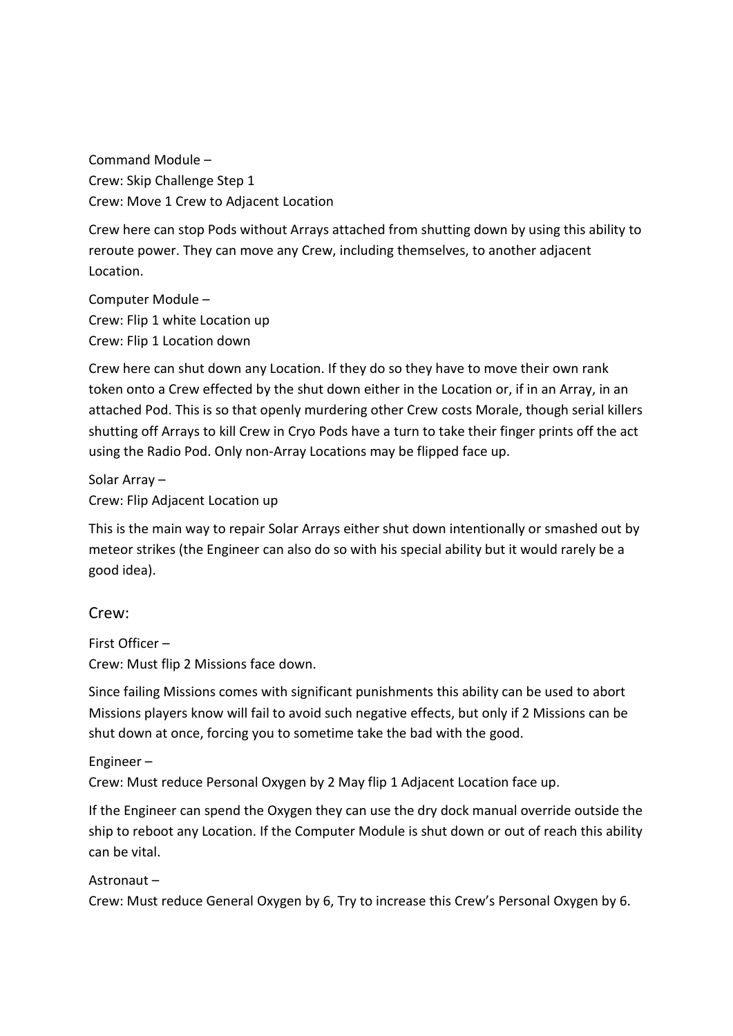Command Module –
Crew: Skip Challenge Step 1
Crew: Move 1 Crew to Adjacent Location

Crew here can stop Pods without Arrays attached from shutting down by using this ability to reroute power. They can move any Crew, including themselves, to another adjacent Location.

Computer Module –
Crew: Flip 1 white Location up
Crew: Flip 1 Location down

Crew here can shut down any Location. If they do so they have to move their own rank token onto a Crew effected by the shut down either in the Location or, if in an Array, in an attached Pod. This is so that openly murdering other Crew costs Morale, though serial killers shutting off Arrays to kill Crew in Cryo Pods have a turn to take their finger prints off the act using the Radio Pod. Only non-Array Locations may be flipped face up.

Solar Array –
Crew: Flip Adjacent Location up

This is the main way to repair Solar Arrays either shut down intentionally or smashed out by meteor strikes (the Engineer can also do so with his special ability but it would rarely be a good idea).

## Crew:

First Officer –
Crew: Must flip 2 Missions face down.

Since failing Missions comes with significant punishments this ability can be used to abort Missions players know will fail to avoid such negative effects, but only if 2 Missions can be shut down at once, forcing you to sometime take the bad with the good.

Engineer –
Crew: Must reduce Personal Oxygen by 2 May flip 1 Adjacent Location face up.

If the Engineer can spend the Oxygen they can use the dry dock manual override outside the ship to reboot any Location. If the Computer Module is shut down or out of reach this ability can be vital.

Astronaut –
Crew: Must reduce General Oxygen by 6, Try to increase this Crew's Personal Oxygen by 6.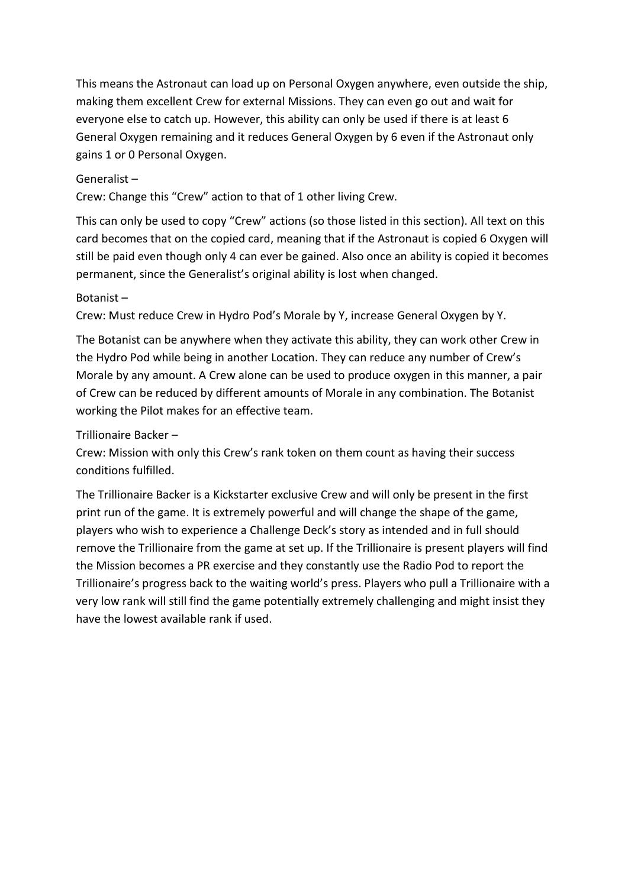This means the Astronaut can load up on Personal Oxygen anywhere, even outside the ship, making them excellent Crew for external Missions. They can even go out and wait for everyone else to catch up. However, this ability can only be used if there is at least 6 General Oxygen remaining and it reduces General Oxygen by 6 even if the Astronaut only gains 1 or 0 Personal Oxygen.

Generalist –
Crew: Change this “Crew” action to that of 1 other living Crew.

This can only be used to copy “Crew” actions (so those listed in this section). All text on this card becomes that on the copied card, meaning that if the Astronaut is copied 6 Oxygen will still be paid even though only 4 can ever be gained. Also once an ability is copied it becomes permanent, since the Generalist’s original ability is lost when changed.

Botanist –
Crew: Must reduce Crew in Hydro Pod’s Morale by Y, increase General Oxygen by Y.

The Botanist can be anywhere when they activate this ability, they can work other Crew in the Hydro Pod while being in another Location. They can reduce any number of Crew’s Morale by any amount. A Crew alone can be used to produce oxygen in this manner, a pair of Crew can be reduced by different amounts of Morale in any combination. The Botanist working the Pilot makes for an effective team.

Trillionaire Backer –
Crew: Mission with only this Crew’s rank token on them count as having their success conditions fulfilled.

The Trillionaire Backer is a Kickstarter exclusive Crew and will only be present in the first print run of the game. It is extremely powerful and will change the shape of the game, players who wish to experience a Challenge Deck’s story as intended and in full should remove the Trillionaire from the game at set up. If the Trillionaire is present players will find the Mission becomes a PR exercise and they constantly use the Radio Pod to report the Trillionaire’s progress back to the waiting world’s press. Players who pull a Trillionaire with a very low rank will still find the game potentially extremely challenging and might insist they have the lowest available rank if used.